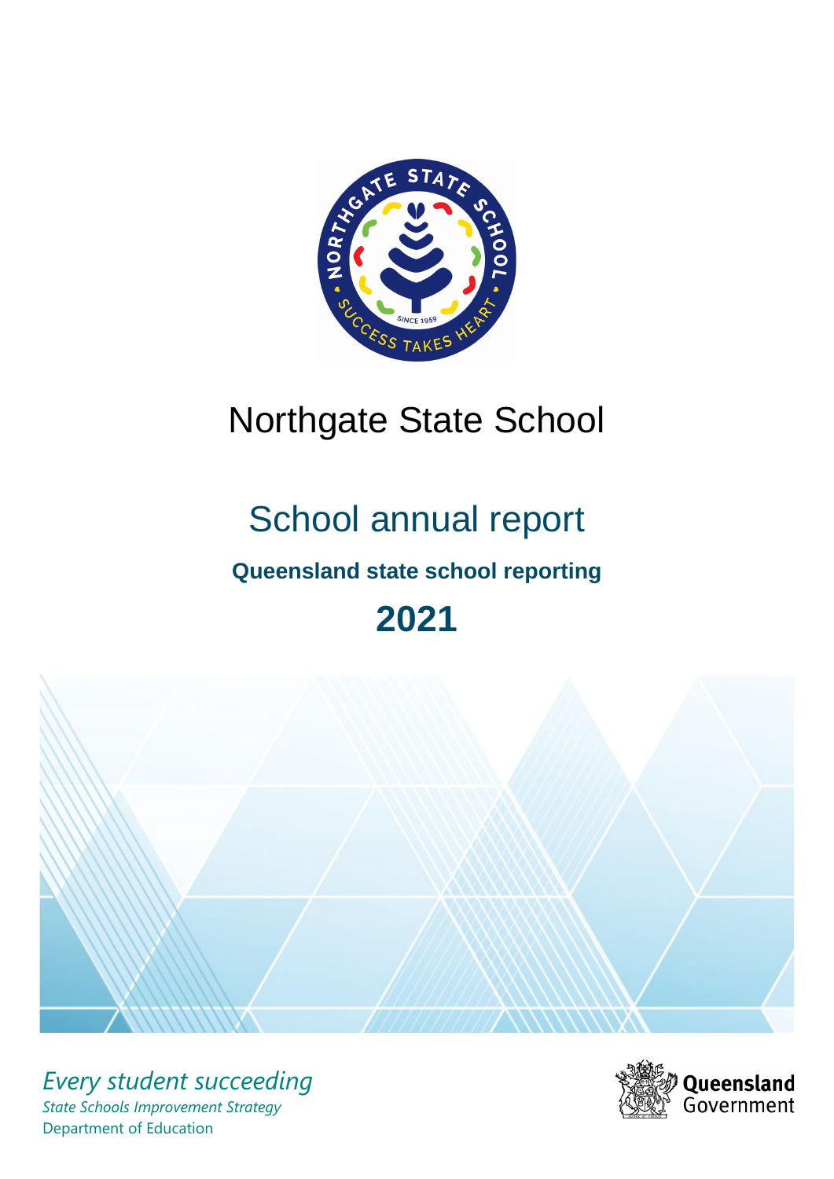# Northgate State School

## School annual report

**Queensland state school reporting**

# 2021

*Every student succeeding*

*State Schools Improvement Strategy*

Department of Education

Queensland Government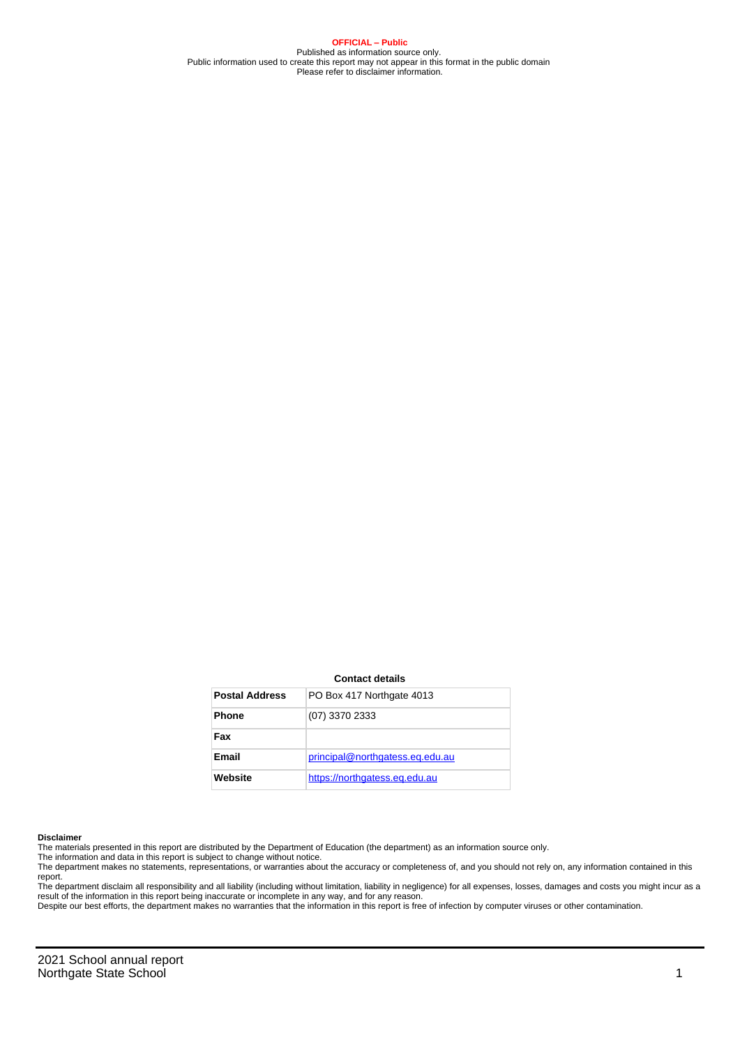**OFFICIAL – Public**
Published as information source only.
Public information used to create this report may not appear in this format in the public domain
Please refer to disclaimer information.

**Contact details**

| **Postal Address** | PO Box 417 Northgate 4013 |
|---|---|
| **Phone** | (07) 3370 2333 |
| **Fax** | |
| **Email** | principal@northgatess.eq.edu.au |
| **Website** | https://northgatess.eq.edu.au |

**Disclaimer**

The materials presented in this report are distributed by the Department of Education (the department) as an information source only.
The information and data in this report is subject to change without notice.
The department makes no statements, representations, or warranties about the accuracy or completeness of, and you should not rely on, any information contained in this report.
The department disclaim all responsibility and all liability (including without limitation, liability in negligence) for all expenses, losses, damages and costs you might incur as a result of the information in this report being inaccurate or incomplete in any way, and for any reason.
Despite our best efforts, the department makes no warranties that the information in this report is free of infection by computer viruses or other contamination.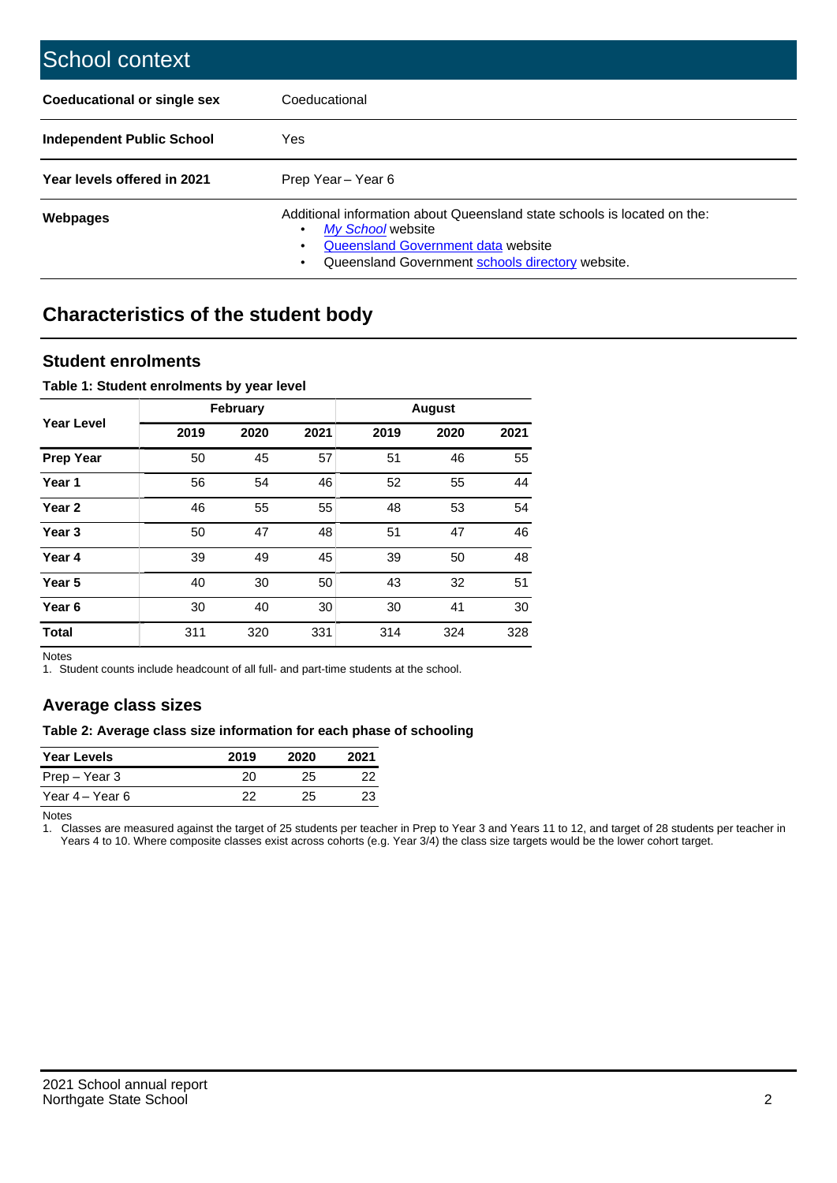## School context

| | |
|---|---|
| **Coeducational or single sex** | Coeducational |
| **Independent Public School** | Yes |
| **Year levels offered in 2021** | Prep Year – Year 6 |
| **Webpages** | Additional information about Queensland state schools is located on the: • *My School* website • Queensland Government data website • Queensland Government schools directory website. |

## Characteristics of the student body

### Student enrolments

**Table 1: Student enrolments by year level**

| Year Level | February | | | August | | |
|---|---|---|---|---|---|---|
| | 2019 | 2020 | 2021 | 2019 | 2020 | 2021 |
| **Prep Year** | 50 | 45 | 57 | 51 | 46 | 55 |
| **Year 1** | 56 | 54 | 46 | 52 | 55 | 44 |
| **Year 2** | 46 | 55 | 55 | 48 | 53 | 54 |
| **Year 3** | 50 | 47 | 48 | 51 | 47 | 46 |
| **Year 4** | 39 | 49 | 45 | 39 | 50 | 48 |
| **Year 5** | 40 | 30 | 50 | 43 | 32 | 51 |
| **Year 6** | 30 | 40 | 30 | 30 | 41 | 30 |
| **Total** | 311 | 320 | 331 | 314 | 324 | 328 |

Notes

1. Student counts include headcount of all full- and part-time students at the school.

### Average class sizes

**Table 2: Average class size information for each phase of schooling**

| Year Levels | 2019 | 2020 | 2021 |
|---|---|---|---|
| Prep – Year 3 | 20 | 25 | 22 |
| Year 4 – Year 6 | 22 | 25 | 23 |

Notes

1. Classes are measured against the target of 25 students per teacher in Prep to Year 3 and Years 11 to 12, and target of 28 students per teacher in Years 4 to 10. Where composite classes exist across cohorts (e.g. Year 3/4) the class size targets would be the lower cohort target.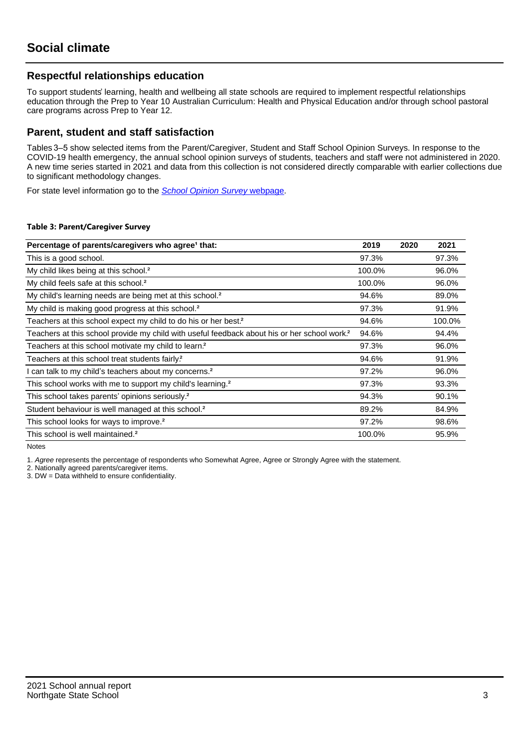# Social climate

## Respectful relationships education

To support students' learning, health and wellbeing all state schools are required to implement respectful relationships education through the Prep to Year 10 Australian Curriculum: Health and Physical Education and/or through school pastoral care programs across Prep to Year 12.

## Parent, student and staff satisfaction

Tables 3–5 show selected items from the Parent/Caregiver, Student and Staff School Opinion Surveys. In response to the COVID-19 health emergency, the annual school opinion surveys of students, teachers and staff were not administered in 2020. A new time series started in 2021 and data from this collection is not considered directly comparable with earlier collections due to significant methodology changes.

For state level information go to the *School Opinion Survey* webpage.

**Table 3: Parent/Caregiver Survey**

| Percentage of parents/caregivers who agree[1] that: | 2019 | 2020 | 2021 |
|---|---|---|---|
| This is a good school. | 97.3% | | 97.3% |
| My child likes being at this school.[2] | 100.0% | | 96.0% |
| My child feels safe at this school.[2] | 100.0% | | 96.0% |
| My child's learning needs are being met at this school.[2] | 94.6% | | 89.0% |
| My child is making good progress at this school.[2] | 97.3% | | 91.9% |
| Teachers at this school expect my child to do his or her best.[2] | 94.6% | | 100.0% |
| Teachers at this school provide my child with useful feedback about his or her school work.[2] | 94.6% | | 94.4% |
| Teachers at this school motivate my child to learn.[2] | 97.3% | | 96.0% |
| Teachers at this school treat students fairly.[2] | 94.6% | | 91.9% |
| I can talk to my child's teachers about my concerns.[2] | 97.2% | | 96.0% |
| This school works with me to support my child's learning.[2] | 97.3% | | 93.3% |
| This school takes parents' opinions seriously.[2] | 94.3% | | 90.1% |
| Student behaviour is well managed at this school.[2] | 89.2% | | 84.9% |
| This school looks for ways to improve.[2] | 97.2% | | 98.6% |
| This school is well maintained.[2] | 100.0% | | 95.9% |

Notes

1. *Agree* represents the percentage of respondents who Somewhat Agree, Agree or Strongly Agree with the statement.
2. Nationally agreed parents/caregiver items.
3. DW = Data withheld to ensure confidentiality.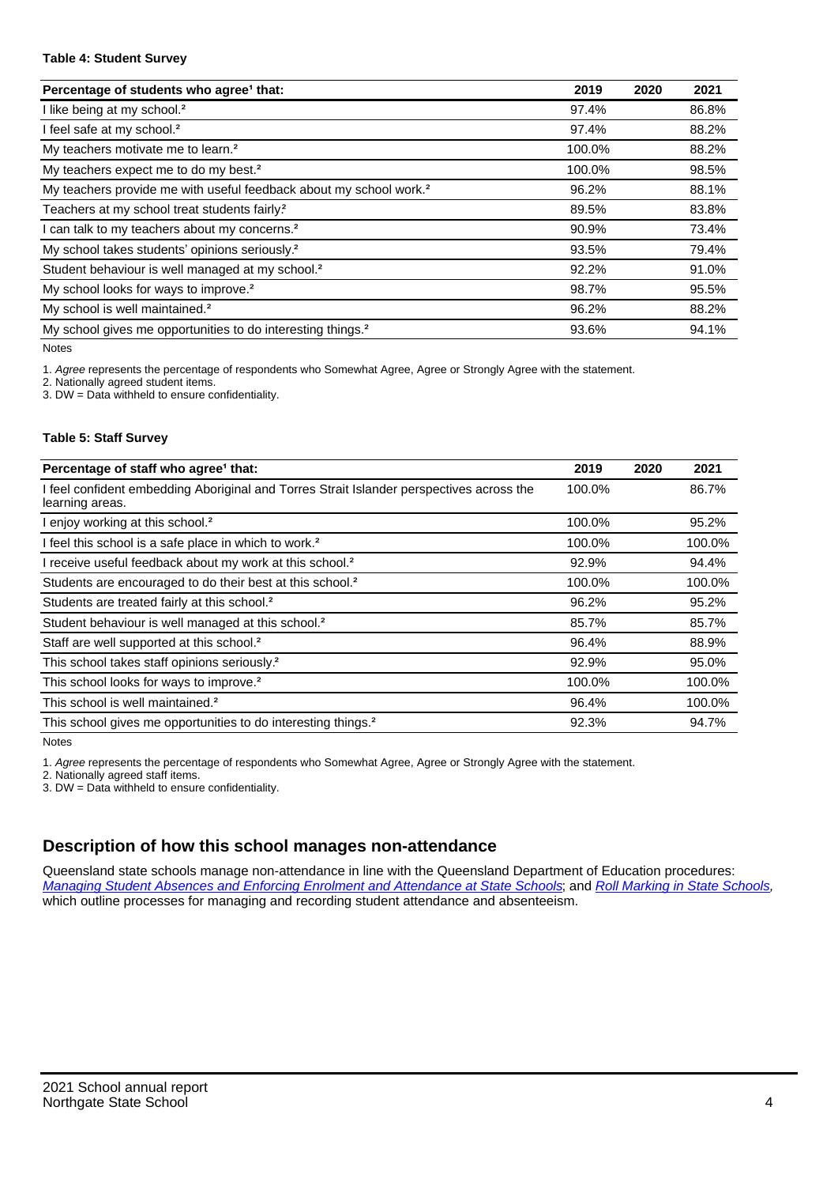**Table 4: Student Survey**

| Percentage of students who agree[1] that: | 2019 | 2020 | 2021 |
|---|---|---|---|
| I like being at my school.[2] | 97.4% | | 86.8% |
| I feel safe at my school.[2] | 97.4% | | 88.2% |
| My teachers motivate me to learn.[2] | 100.0% | | 88.2% |
| My teachers expect me to do my best.[2] | 100.0% | | 98.5% |
| My teachers provide me with useful feedback about my school work.[2] | 96.2% | | 88.1% |
| Teachers at my school treat students fairly.[2] | 89.5% | | 83.8% |
| I can talk to my teachers about my concerns.[2] | 90.9% | | 73.4% |
| My school takes students' opinions seriously.[2] | 93.5% | | 79.4% |
| Student behaviour is well managed at my school.[2] | 92.2% | | 91.0% |
| My school looks for ways to improve.[2] | 98.7% | | 95.5% |
| My school is well maintained.[2] | 96.2% | | 88.2% |
| My school gives me opportunities to do interesting things.[2] | 93.6% | | 94.1% |

Notes

1. *Agree* represents the percentage of respondents who Somewhat Agree, Agree or Strongly Agree with the statement.
2. Nationally agreed student items.
3. DW = Data withheld to ensure confidentiality.

**Table 5: Staff Survey**

| Percentage of staff who agree[1] that: | 2019 | 2020 | 2021 |
|---|---|---|---|
| I feel confident embedding Aboriginal and Torres Strait Islander perspectives across the learning areas. | 100.0% | | 86.7% |
| I enjoy working at this school.[2] | 100.0% | | 95.2% |
| I feel this school is a safe place in which to work.[2] | 100.0% | | 100.0% |
| I receive useful feedback about my work at this school.[2] | 92.9% | | 94.4% |
| Students are encouraged to do their best at this school.[2] | 100.0% | | 100.0% |
| Students are treated fairly at this school.[2] | 96.2% | | 95.2% |
| Student behaviour is well managed at this school.[2] | 85.7% | | 85.7% |
| Staff are well supported at this school.[2] | 96.4% | | 88.9% |
| This school takes staff opinions seriously.[2] | 92.9% | | 95.0% |
| This school looks for ways to improve.[2] | 100.0% | | 100.0% |
| This school is well maintained.[2] | 96.4% | | 100.0% |
| This school gives me opportunities to do interesting things.[2] | 92.3% | | 94.7% |

Notes

1. *Agree* represents the percentage of respondents who Somewhat Agree, Agree or Strongly Agree with the statement.
2. Nationally agreed staff items.
3. DW = Data withheld to ensure confidentiality.

## Description of how this school manages non-attendance

Queensland state schools manage non-attendance in line with the Queensland Department of Education procedures: *Managing Student Absences and Enforcing Enrolment and Attendance at State Schools*; and *Roll Marking in State Schools*, which outline processes for managing and recording student attendance and absenteeism.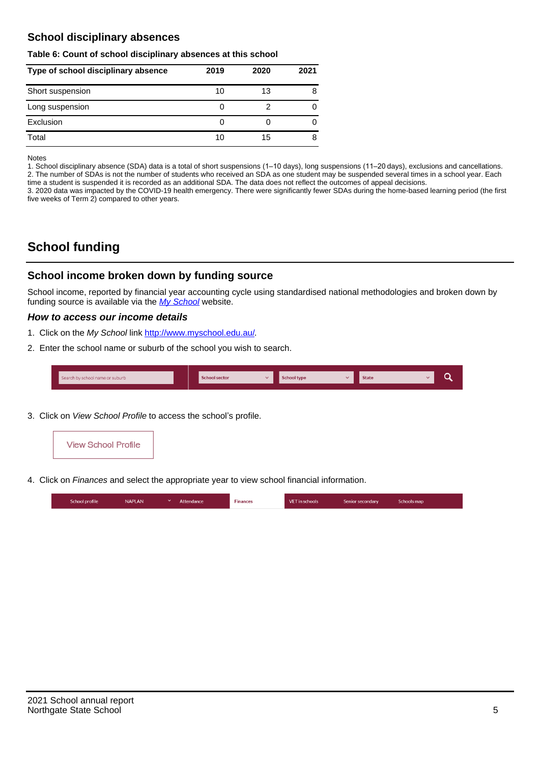## School disciplinary absences

**Table 6: Count of school disciplinary absences at this school**

| Type of school disciplinary absence | 2019 | 2020 | 2021 |
|---|---|---|---|
| Short suspension | 10 | 13 | 8 |
| Long suspension | 0 | 2 | 0 |
| Exclusion | 0 | 0 | 0 |
| Total | 10 | 15 | 8 |

Notes

1. School disciplinary absence (SDA) data is a total of short suspensions (1–10 days), long suspensions (11–20 days), exclusions and cancellations.
2. The number of SDAs is not the number of students who received an SDA as one student may be suspended several times in a school year. Each time a student is suspended it is recorded as an additional SDA. The data does not reflect the outcomes of appeal decisions.
3. 2020 data was impacted by the COVID-19 health emergency. There were significantly fewer SDAs during the home-based learning period (the first five weeks of Term 2) compared to other years.

# School funding

## School income broken down by funding source

School income, reported by financial year accounting cycle using standardised national methodologies and broken down by funding source is available via the *My School* website.

### *How to access our income details*

1. Click on the *My School* link http://www.myschool.edu.au/.
2. Enter the school name or suburb of the school you wish to search.

Search by school name or suburb | School sector | School type | State

3. Click on *View School Profile* to access the school's profile.

View School Profile

4. Click on *Finances* and select the appropriate year to view school financial information.

School profile | NAPLAN | Attendance | Finances | VET in schools | Senior secondary | Schools map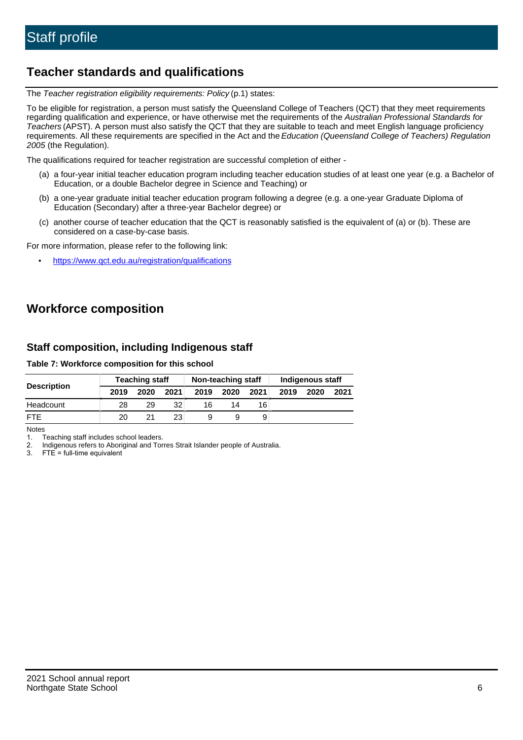# Staff profile

## Teacher standards and qualifications

The *Teacher registration eligibility requirements: Policy* (p.1) states:

To be eligible for registration, a person must satisfy the Queensland College of Teachers (QCT) that they meet requirements regarding qualification and experience, or have otherwise met the requirements of the *Australian Professional Standards for Teachers* (APST). A person must also satisfy the QCT that they are suitable to teach and meet English language proficiency requirements. All these requirements are specified in the Act and the *Education (Queensland College of Teachers) Regulation 2005* (the Regulation).

The qualifications required for teacher registration are successful completion of either -

(a) a four-year initial teacher education program including teacher education studies of at least one year (e.g. a Bachelor of Education, or a double Bachelor degree in Science and Teaching) or

(b) a one-year graduate initial teacher education program following a degree (e.g. a one-year Graduate Diploma of Education (Secondary) after a three-year Bachelor degree) or

(c) another course of teacher education that the QCT is reasonably satisfied is the equivalent of (a) or (b). These are considered on a case-by-case basis.

For more information, please refer to the following link:

- https://www.qct.edu.au/registration/qualifications

## Workforce composition

### Staff composition, including Indigenous staff

**Table 7: Workforce composition for this school**

| Description | Teaching staff | | | Non-teaching staff | | | Indigenous staff | | |
|---|---|---|---|---|---|---|---|---|---|
| | 2019 | 2020 | 2021 | 2019 | 2020 | 2021 | 2019 | 2020 | 2021 |
| Headcount | 28 | 29 | 32 | 16 | 14 | 16 | | | |
| FTE | 20 | 21 | 23 | 9 | 9 | 9 | | | |

Notes

1. Teaching staff includes school leaders.
2. Indigenous refers to Aboriginal and Torres Strait Islander people of Australia.
3. FTE = full-time equivalent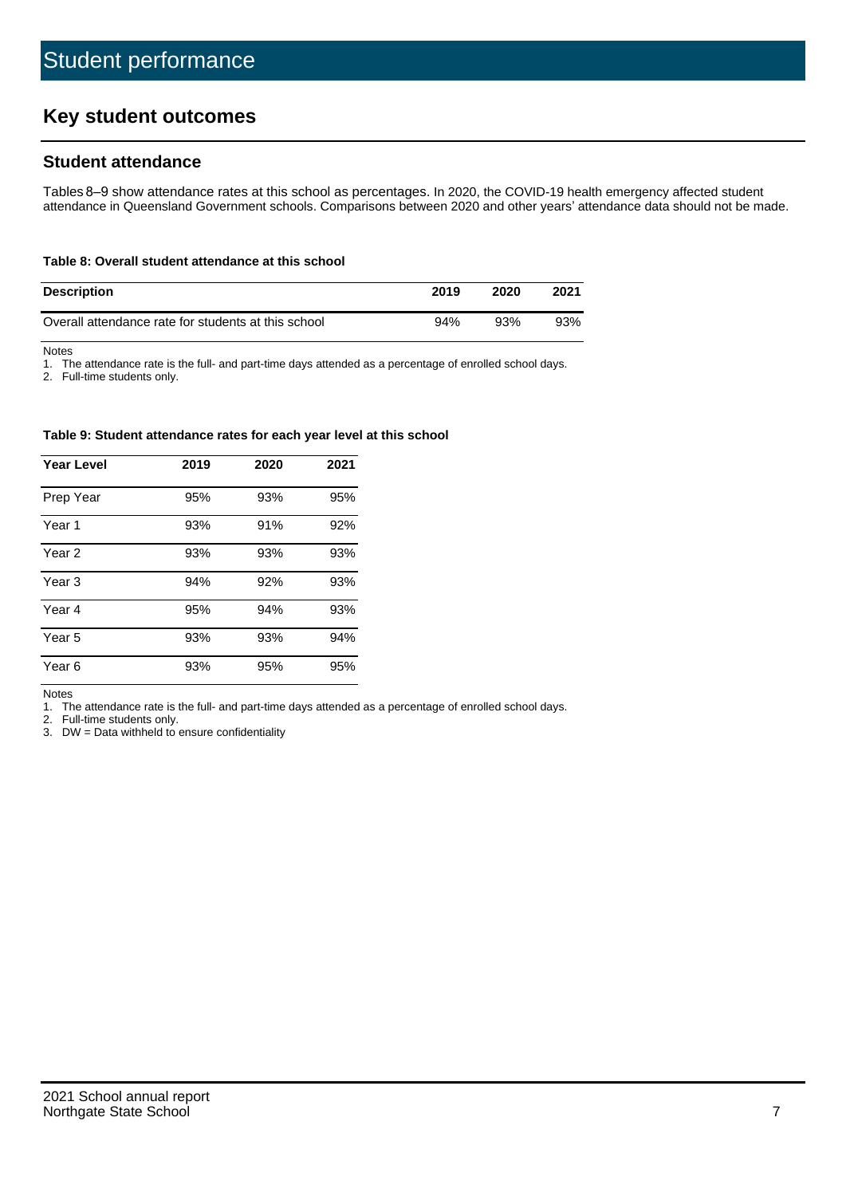# Student performance

## Key student outcomes

### Student attendance

Tables 8–9 show attendance rates at this school as percentages. In 2020, the COVID-19 health emergency affected student attendance in Queensland Government schools. Comparisons between 2020 and other years' attendance data should not be made.

**Table 8: Overall student attendance at this school**

| Description | 2019 | 2020 | 2021 |
|---|---|---|---|
| Overall attendance rate for students at this school | 94% | 93% | 93% |

Notes
1. The attendance rate is the full- and part-time days attended as a percentage of enrolled school days.
2. Full-time students only.

**Table 9: Student attendance rates for each year level at this school**

| Year Level | 2019 | 2020 | 2021 |
|---|---|---|---|
| Prep Year | 95% | 93% | 95% |
| Year 1 | 93% | 91% | 92% |
| Year 2 | 93% | 93% | 93% |
| Year 3 | 94% | 92% | 93% |
| Year 4 | 95% | 94% | 93% |
| Year 5 | 93% | 93% | 94% |
| Year 6 | 93% | 95% | 95% |

Notes
1. The attendance rate is the full- and part-time days attended as a percentage of enrolled school days.
2. Full-time students only.
3. DW = Data withheld to ensure confidentiality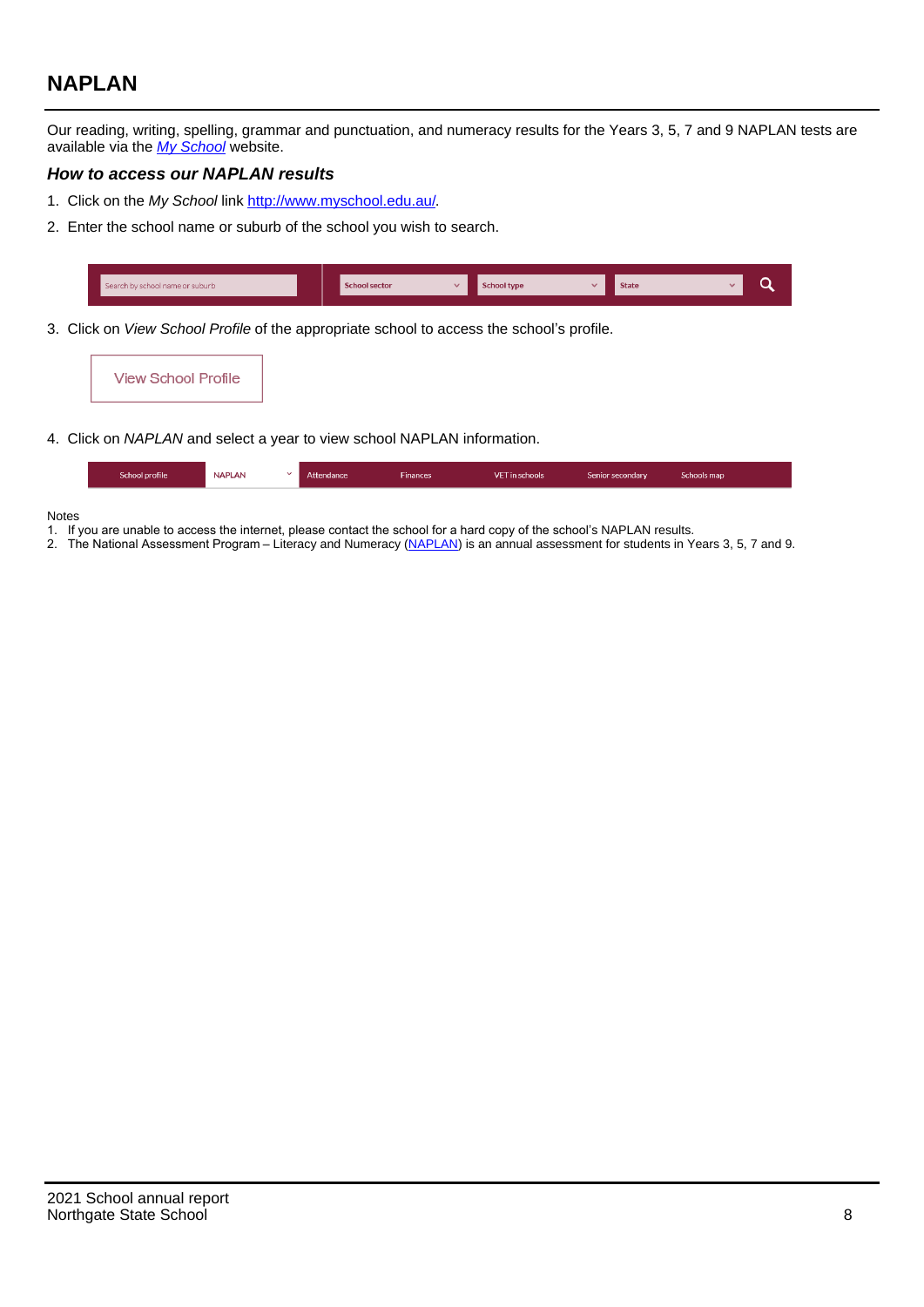## NAPLAN

Our reading, writing, spelling, grammar and punctuation, and numeracy results for the Years 3, 5, 7 and 9 NAPLAN tests are available via the *My School* website.

### *How to access our NAPLAN results*

1. Click on the *My School* link http://www.myschool.edu.au/.
2. Enter the school name or suburb of the school you wish to search.

Search by school name or suburb | School sector | School type | State

3. Click on *View School Profile* of the appropriate school to access the school's profile.

View School Profile

4. Click on *NAPLAN* and select a year to view school NAPLAN information.

School profile | NAPLAN | Attendance | Finances | VET in schools | Senior secondary | Schools map

Notes

1. If you are unable to access the internet, please contact the school for a hard copy of the school's NAPLAN results.
2. The National Assessment Program – Literacy and Numeracy (NAPLAN) is an annual assessment for students in Years 3, 5, 7 and 9.